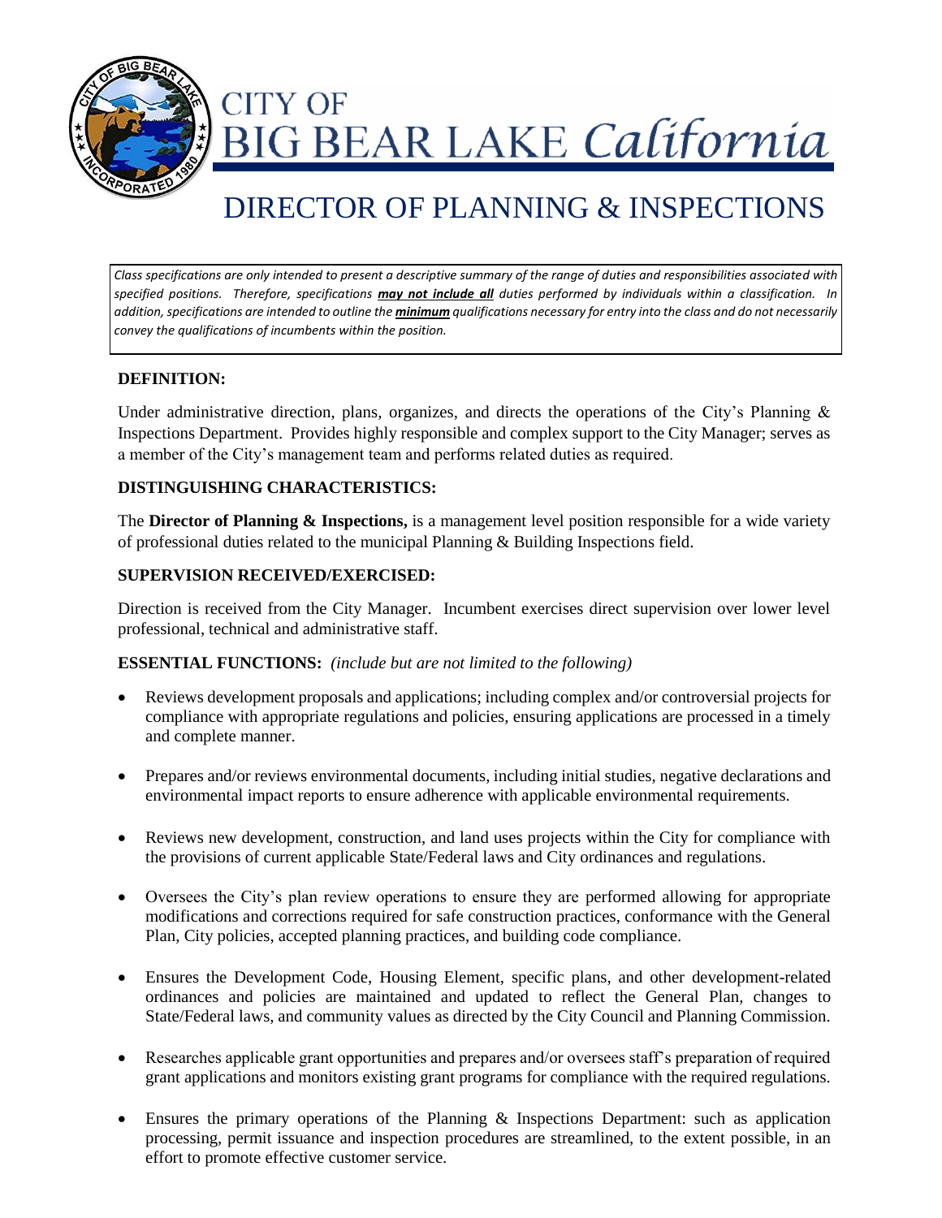# CITY OF BIG BEAR LAKE *California*

# DIRECTOR OF PLANNING & INSPECTIONS

*Class specifications are only intended to present a descriptive summary of the range of duties and responsibilities associated with specified positions. Therefore, specifications **may not include all** duties performed by individuals within a classification. In addition, specifications are intended to outline the **minimum** qualifications necessary for entry into the class and do not necessarily convey the qualifications of incumbents within the position.*

### DEFINITION:

Under administrative direction, plans, organizes, and directs the operations of the City's Planning & Inspections Department. Provides highly responsible and complex support to the City Manager; serves as a member of the City's management team and performs related duties as required.

### DISTINGUISHING CHARACTERISTICS:

The **Director of Planning & Inspections,** is a management level position responsible for a wide variety of professional duties related to the municipal Planning & Building Inspections field.

### SUPERVISION RECEIVED/EXERCISED:

Direction is received from the City Manager. Incumbent exercises direct supervision over lower level professional, technical and administrative staff.

### ESSENTIAL FUNCTIONS: *(include but are not limited to the following)*

- Reviews development proposals and applications; including complex and/or controversial projects for compliance with appropriate regulations and policies, ensuring applications are processed in a timely and complete manner.
- Prepares and/or reviews environmental documents, including initial studies, negative declarations and environmental impact reports to ensure adherence with applicable environmental requirements.
- Reviews new development, construction, and land uses projects within the City for compliance with the provisions of current applicable State/Federal laws and City ordinances and regulations.
- Oversees the City's plan review operations to ensure they are performed allowing for appropriate modifications and corrections required for safe construction practices, conformance with the General Plan, City policies, accepted planning practices, and building code compliance.
- Ensures the Development Code, Housing Element, specific plans, and other development-related ordinances and policies are maintained and updated to reflect the General Plan, changes to State/Federal laws, and community values as directed by the City Council and Planning Commission.
- Researches applicable grant opportunities and prepares and/or oversees staff's preparation of required grant applications and monitors existing grant programs for compliance with the required regulations.
- Ensures the primary operations of the Planning & Inspections Department: such as application processing, permit issuance and inspection procedures are streamlined, to the extent possible, in an effort to promote effective customer service.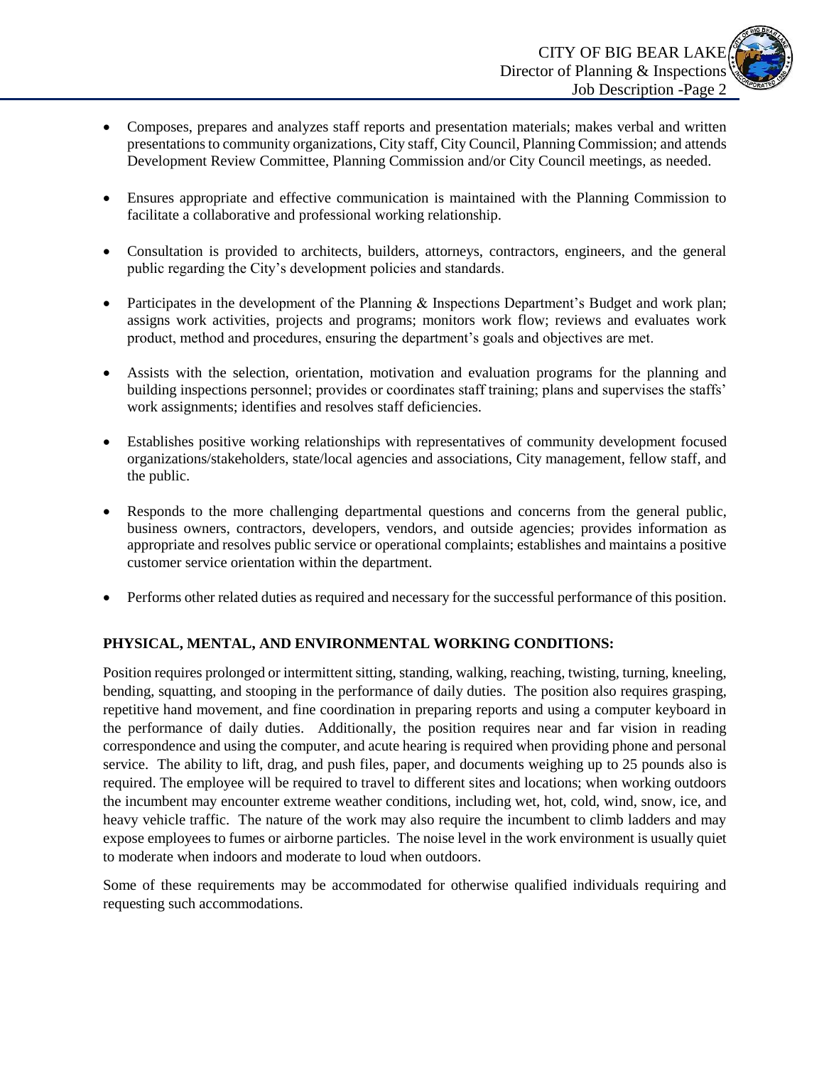- Composes, prepares and analyzes staff reports and presentation materials; makes verbal and written presentations to community organizations, City staff, City Council, Planning Commission; and attends Development Review Committee, Planning Commission and/or City Council meetings, as needed.

- Ensures appropriate and effective communication is maintained with the Planning Commission to facilitate a collaborative and professional working relationship.

- Consultation is provided to architects, builders, attorneys, contractors, engineers, and the general public regarding the City's development policies and standards.

- Participates in the development of the Planning & Inspections Department's Budget and work plan; assigns work activities, projects and programs; monitors work flow; reviews and evaluates work product, method and procedures, ensuring the department's goals and objectives are met.

- Assists with the selection, orientation, motivation and evaluation programs for the planning and building inspections personnel; provides or coordinates staff training; plans and supervises the staffs' work assignments; identifies and resolves staff deficiencies.

- Establishes positive working relationships with representatives of community development focused organizations/stakeholders, state/local agencies and associations, City management, fellow staff, and the public.

- Responds to the more challenging departmental questions and concerns from the general public, business owners, contractors, developers, vendors, and outside agencies; provides information as appropriate and resolves public service or operational complaints; establishes and maintains a positive customer service orientation within the department.

- Performs other related duties as required and necessary for the successful performance of this position.

**PHYSICAL, MENTAL, AND ENVIRONMENTAL WORKING CONDITIONS:**

Position requires prolonged or intermittent sitting, standing, walking, reaching, twisting, turning, kneeling, bending, squatting, and stooping in the performance of daily duties. The position also requires grasping, repetitive hand movement, and fine coordination in preparing reports and using a computer keyboard in the performance of daily duties. Additionally, the position requires near and far vision in reading correspondence and using the computer, and acute hearing is required when providing phone and personal service. The ability to lift, drag, and push files, paper, and documents weighing up to 25 pounds also is required. The employee will be required to travel to different sites and locations; when working outdoors the incumbent may encounter extreme weather conditions, including wet, hot, cold, wind, snow, ice, and heavy vehicle traffic. The nature of the work may also require the incumbent to climb ladders and may expose employees to fumes or airborne particles. The noise level in the work environment is usually quiet to moderate when indoors and moderate to loud when outdoors.

Some of these requirements may be accommodated for otherwise qualified individuals requiring and requesting such accommodations.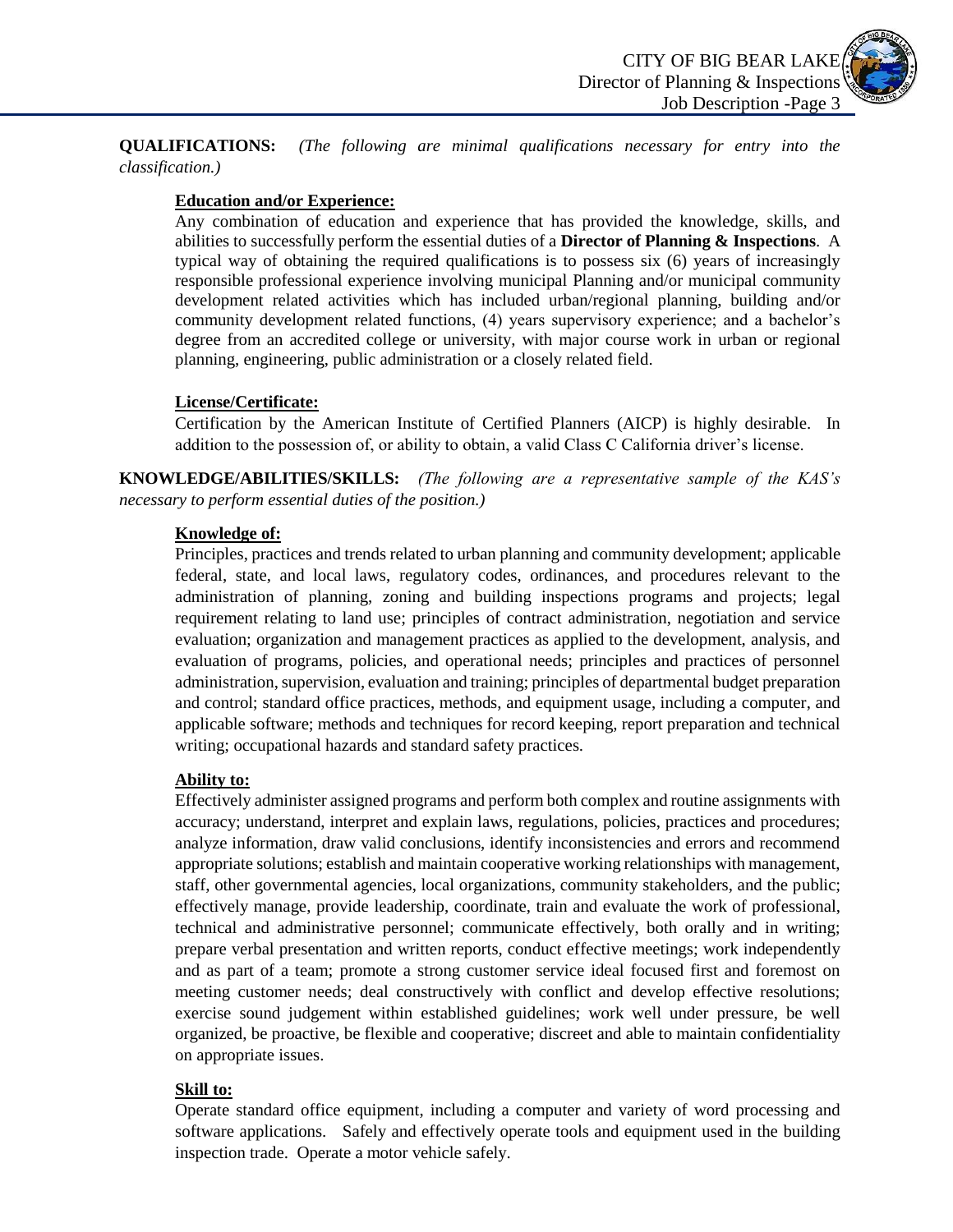**QUALIFICATIONS:** *(The following are minimal qualifications necessary for entry into the classification.)*

**Education and/or Experience:**

Any combination of education and experience that has provided the knowledge, skills, and abilities to successfully perform the essential duties of a **Director of Planning & Inspections**. A typical way of obtaining the required qualifications is to possess six (6) years of increasingly responsible professional experience involving municipal Planning and/or municipal community development related activities which has included urban/regional planning, building and/or community development related functions, (4) years supervisory experience; and a bachelor's degree from an accredited college or university, with major course work in urban or regional planning, engineering, public administration or a closely related field.

**License/Certificate:**

Certification by the American Institute of Certified Planners (AICP) is highly desirable. In addition to the possession of, or ability to obtain, a valid Class C California driver's license.

**KNOWLEDGE/ABILITIES/SKILLS:** *(The following are a representative sample of the KAS's necessary to perform essential duties of the position.)*

**Knowledge of:**

Principles, practices and trends related to urban planning and community development; applicable federal, state, and local laws, regulatory codes, ordinances, and procedures relevant to the administration of planning, zoning and building inspections programs and projects; legal requirement relating to land use; principles of contract administration, negotiation and service evaluation; organization and management practices as applied to the development, analysis, and evaluation of programs, policies, and operational needs; principles and practices of personnel administration, supervision, evaluation and training; principles of departmental budget preparation and control; standard office practices, methods, and equipment usage, including a computer, and applicable software; methods and techniques for record keeping, report preparation and technical writing; occupational hazards and standard safety practices.

**Ability to:**

Effectively administer assigned programs and perform both complex and routine assignments with accuracy; understand, interpret and explain laws, regulations, policies, practices and procedures; analyze information, draw valid conclusions, identify inconsistencies and errors and recommend appropriate solutions; establish and maintain cooperative working relationships with management, staff, other governmental agencies, local organizations, community stakeholders, and the public; effectively manage, provide leadership, coordinate, train and evaluate the work of professional, technical and administrative personnel; communicate effectively, both orally and in writing; prepare verbal presentation and written reports, conduct effective meetings; work independently and as part of a team; promote a strong customer service ideal focused first and foremost on meeting customer needs; deal constructively with conflict and develop effective resolutions; exercise sound judgement within established guidelines; work well under pressure, be well organized, be proactive, be flexible and cooperative; discreet and able to maintain confidentiality on appropriate issues.

**Skill to:**

Operate standard office equipment, including a computer and variety of word processing and software applications. Safely and effectively operate tools and equipment used in the building inspection trade. Operate a motor vehicle safely.